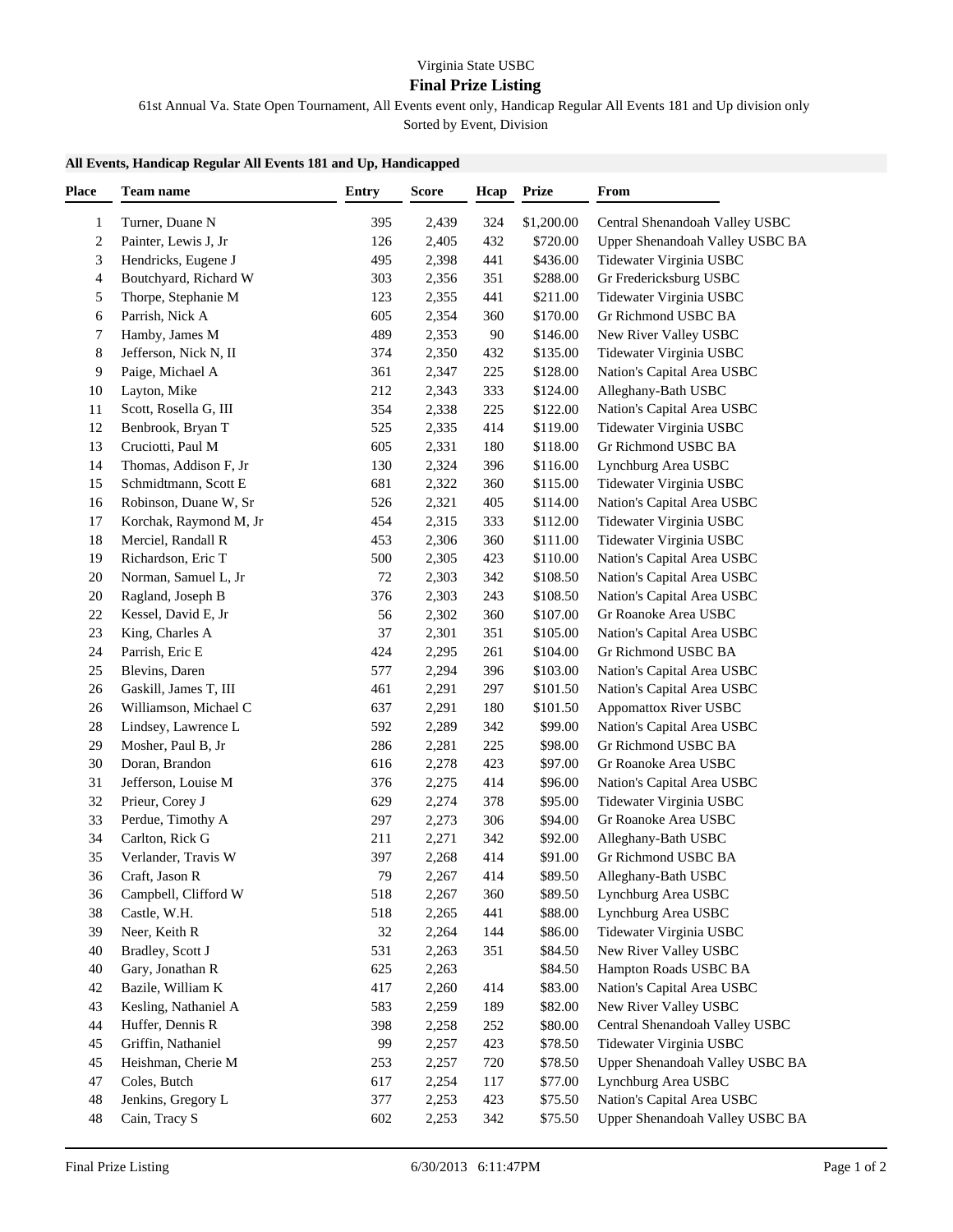Virginia State USBC

# Final Prize Listing

61st Annual Va. State Open Tournament, All Events event only, Handicap Regular All Events 181 and Up division only

Sorted by Event, Division

**All Events, Handicap Regular All Events 181 and Up, Handicapped**

| Place | Team name | Entry | Score | Hcap | Prize | From |
|---|---|---|---|---|---|---|
| 1 | Turner, Duane N | 395 | 2,439 | 324 | $1,200.00 | Central Shenandoah Valley USBC |
| 2 | Painter, Lewis J, Jr | 126 | 2,405 | 432 | $720.00 | Upper Shenandoah Valley USBC BA |
| 3 | Hendricks, Eugene J | 495 | 2,398 | 441 | $436.00 | Tidewater Virginia USBC |
| 4 | Boutchyard, Richard W | 303 | 2,356 | 351 | $288.00 | Gr Fredericksburg USBC |
| 5 | Thorpe, Stephanie M | 123 | 2,355 | 441 | $211.00 | Tidewater Virginia USBC |
| 6 | Parrish, Nick A | 605 | 2,354 | 360 | $170.00 | Gr Richmond USBC BA |
| 7 | Hamby, James M | 489 | 2,353 | 90 | $146.00 | New River Valley USBC |
| 8 | Jefferson, Nick N, II | 374 | 2,350 | 432 | $135.00 | Tidewater Virginia USBC |
| 9 | Paige, Michael A | 361 | 2,347 | 225 | $128.00 | Nation's Capital Area USBC |
| 10 | Layton, Mike | 212 | 2,343 | 333 | $124.00 | Alleghany-Bath USBC |
| 11 | Scott, Rosella G, III | 354 | 2,338 | 225 | $122.00 | Nation's Capital Area USBC |
| 12 | Benbrook, Bryan T | 525 | 2,335 | 414 | $119.00 | Tidewater Virginia USBC |
| 13 | Cruciotti, Paul M | 605 | 2,331 | 180 | $118.00 | Gr Richmond USBC BA |
| 14 | Thomas, Addison F, Jr | 130 | 2,324 | 396 | $116.00 | Lynchburg Area USBC |
| 15 | Schmidtmann, Scott E | 681 | 2,322 | 360 | $115.00 | Tidewater Virginia USBC |
| 16 | Robinson, Duane W, Sr | 526 | 2,321 | 405 | $114.00 | Nation's Capital Area USBC |
| 17 | Korchak, Raymond M, Jr | 454 | 2,315 | 333 | $112.00 | Tidewater Virginia USBC |
| 18 | Merciel, Randall R | 453 | 2,306 | 360 | $111.00 | Tidewater Virginia USBC |
| 19 | Richardson, Eric T | 500 | 2,305 | 423 | $110.00 | Nation's Capital Area USBC |
| 20 | Norman, Samuel L, Jr | 72 | 2,303 | 342 | $108.50 | Nation's Capital Area USBC |
| 20 | Ragland, Joseph B | 376 | 2,303 | 243 | $108.50 | Nation's Capital Area USBC |
| 22 | Kessel, David E, Jr | 56 | 2,302 | 360 | $107.00 | Gr Roanoke Area USBC |
| 23 | King, Charles A | 37 | 2,301 | 351 | $105.00 | Nation's Capital Area USBC |
| 24 | Parrish, Eric E | 424 | 2,295 | 261 | $104.00 | Gr Richmond USBC BA |
| 25 | Blevins, Daren | 577 | 2,294 | 396 | $103.00 | Nation's Capital Area USBC |
| 26 | Gaskill, James T, III | 461 | 2,291 | 297 | $101.50 | Nation's Capital Area USBC |
| 26 | Williamson, Michael C | 637 | 2,291 | 180 | $101.50 | Appomattox River USBC |
| 28 | Lindsey, Lawrence L | 592 | 2,289 | 342 | $99.00 | Nation's Capital Area USBC |
| 29 | Mosher, Paul B, Jr | 286 | 2,281 | 225 | $98.00 | Gr Richmond USBC BA |
| 30 | Doran, Brandon | 616 | 2,278 | 423 | $97.00 | Gr Roanoke Area USBC |
| 31 | Jefferson, Louise M | 376 | 2,275 | 414 | $96.00 | Nation's Capital Area USBC |
| 32 | Prieur, Corey J | 629 | 2,274 | 378 | $95.00 | Tidewater Virginia USBC |
| 33 | Perdue, Timothy A | 297 | 2,273 | 306 | $94.00 | Gr Roanoke Area USBC |
| 34 | Carlton, Rick G | 211 | 2,271 | 342 | $92.00 | Alleghany-Bath USBC |
| 35 | Verlander, Travis W | 397 | 2,268 | 414 | $91.00 | Gr Richmond USBC BA |
| 36 | Craft, Jason R | 79 | 2,267 | 414 | $89.50 | Alleghany-Bath USBC |
| 36 | Campbell, Clifford W | 518 | 2,267 | 360 | $89.50 | Lynchburg Area USBC |
| 38 | Castle, W.H. | 518 | 2,265 | 441 | $88.00 | Lynchburg Area USBC |
| 39 | Neer, Keith R | 32 | 2,264 | 144 | $86.00 | Tidewater Virginia USBC |
| 40 | Bradley, Scott J | 531 | 2,263 | 351 | $84.50 | New River Valley USBC |
| 40 | Gary, Jonathan R | 625 | 2,263 | | $84.50 | Hampton Roads USBC BA |
| 42 | Bazile, William K | 417 | 2,260 | 414 | $83.00 | Nation's Capital Area USBC |
| 43 | Kesling, Nathaniel A | 583 | 2,259 | 189 | $82.00 | New River Valley USBC |
| 44 | Huffer, Dennis R | 398 | 2,258 | 252 | $80.00 | Central Shenandoah Valley USBC |
| 45 | Griffin, Nathaniel | 99 | 2,257 | 423 | $78.50 | Tidewater Virginia USBC |
| 45 | Heishman, Cherie M | 253 | 2,257 | 720 | $78.50 | Upper Shenandoah Valley USBC BA |
| 47 | Coles, Butch | 617 | 2,254 | 117 | $77.00 | Lynchburg Area USBC |
| 48 | Jenkins, Gregory L | 377 | 2,253 | 423 | $75.50 | Nation's Capital Area USBC |
| 48 | Cain, Tracy S | 602 | 2,253 | 342 | $75.50 | Upper Shenandoah Valley USBC BA |

Final Prize Listing 6/30/2013 6:11:47PM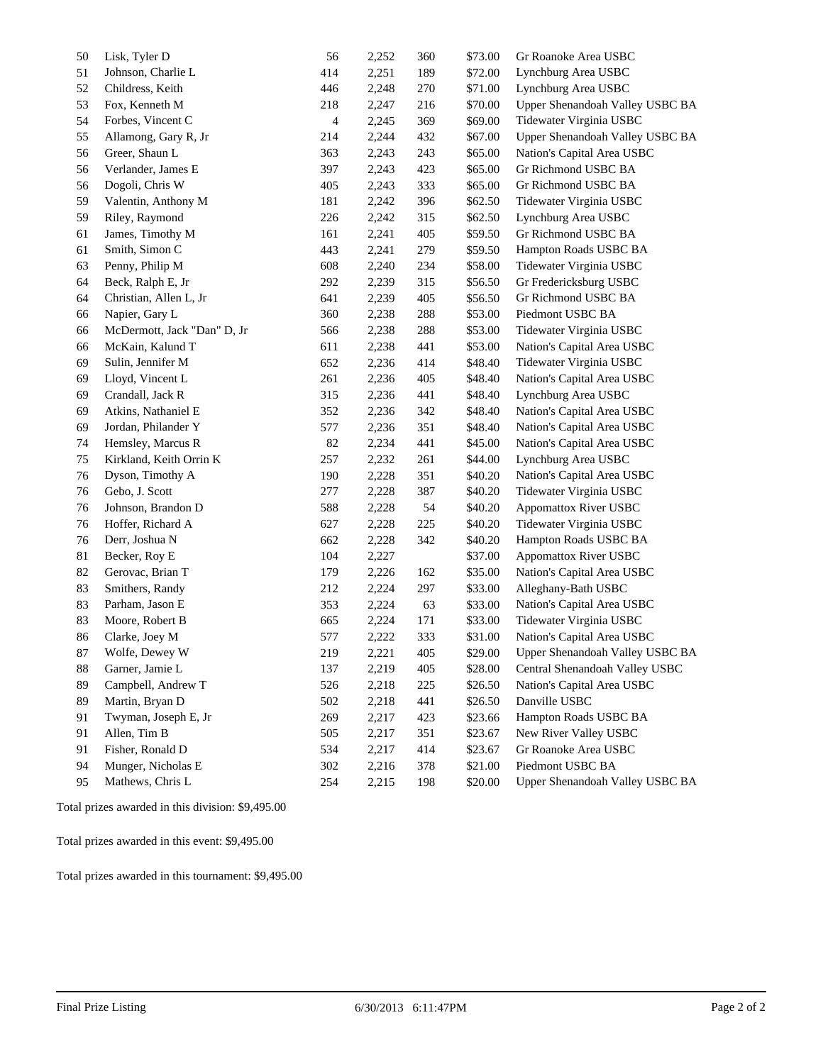| | | | | | | |
|---|---|---|---|---|---|---|
| 50 | Lisk, Tyler D | 56 | 2,252 | 360 | $73.00 | Gr Roanoke Area USBC |
| 51 | Johnson, Charlie L | 414 | 2,251 | 189 | $72.00 | Lynchburg Area USBC |
| 52 | Childress, Keith | 446 | 2,248 | 270 | $71.00 | Lynchburg Area USBC |
| 53 | Fox, Kenneth M | 218 | 2,247 | 216 | $70.00 | Upper Shenandoah Valley USBC BA |
| 54 | Forbes, Vincent C | 4 | 2,245 | 369 | $69.00 | Tidewater Virginia USBC |
| 55 | Allamong, Gary R, Jr | 214 | 2,244 | 432 | $67.00 | Upper Shenandoah Valley USBC BA |
| 56 | Greer, Shaun L | 363 | 2,243 | 243 | $65.00 | Nation's Capital Area USBC |
| 56 | Verlander, James E | 397 | 2,243 | 423 | $65.00 | Gr Richmond USBC BA |
| 56 | Dogoli, Chris W | 405 | 2,243 | 333 | $65.00 | Gr Richmond USBC BA |
| 59 | Valentin, Anthony M | 181 | 2,242 | 396 | $62.50 | Tidewater Virginia USBC |
| 59 | Riley, Raymond | 226 | 2,242 | 315 | $62.50 | Lynchburg Area USBC |
| 61 | James, Timothy M | 161 | 2,241 | 405 | $59.50 | Gr Richmond USBC BA |
| 61 | Smith, Simon C | 443 | 2,241 | 279 | $59.50 | Hampton Roads USBC BA |
| 63 | Penny, Philip M | 608 | 2,240 | 234 | $58.00 | Tidewater Virginia USBC |
| 64 | Beck, Ralph E, Jr | 292 | 2,239 | 315 | $56.50 | Gr Fredericksburg USBC |
| 64 | Christian, Allen L, Jr | 641 | 2,239 | 405 | $56.50 | Gr Richmond USBC BA |
| 66 | Napier, Gary L | 360 | 2,238 | 288 | $53.00 | Piedmont USBC BA |
| 66 | McDermott, Jack "Dan" D, Jr | 566 | 2,238 | 288 | $53.00 | Tidewater Virginia USBC |
| 66 | McKain, Kalund T | 611 | 2,238 | 441 | $53.00 | Nation's Capital Area USBC |
| 69 | Sulin, Jennifer M | 652 | 2,236 | 414 | $48.40 | Tidewater Virginia USBC |
| 69 | Lloyd, Vincent L | 261 | 2,236 | 405 | $48.40 | Nation's Capital Area USBC |
| 69 | Crandall, Jack R | 315 | 2,236 | 441 | $48.40 | Lynchburg Area USBC |
| 69 | Atkins, Nathaniel E | 352 | 2,236 | 342 | $48.40 | Nation's Capital Area USBC |
| 69 | Jordan, Philander Y | 577 | 2,236 | 351 | $48.40 | Nation's Capital Area USBC |
| 74 | Hemsley, Marcus R | 82 | 2,234 | 441 | $45.00 | Nation's Capital Area USBC |
| 75 | Kirkland, Keith Orrin K | 257 | 2,232 | 261 | $44.00 | Lynchburg Area USBC |
| 76 | Dyson, Timothy A | 190 | 2,228 | 351 | $40.20 | Nation's Capital Area USBC |
| 76 | Gebo, J. Scott | 277 | 2,228 | 387 | $40.20 | Tidewater Virginia USBC |
| 76 | Johnson, Brandon D | 588 | 2,228 | 54 | $40.20 | Appomattox River USBC |
| 76 | Hoffer, Richard A | 627 | 2,228 | 225 | $40.20 | Tidewater Virginia USBC |
| 76 | Derr, Joshua N | 662 | 2,228 | 342 | $40.20 | Hampton Roads USBC BA |
| 81 | Becker, Roy E | 104 | 2,227 | | $37.00 | Appomattox River USBC |
| 82 | Gerovac, Brian T | 179 | 2,226 | 162 | $35.00 | Nation's Capital Area USBC |
| 83 | Smithers, Randy | 212 | 2,224 | 297 | $33.00 | Alleghany-Bath USBC |
| 83 | Parham, Jason E | 353 | 2,224 | 63 | $33.00 | Nation's Capital Area USBC |
| 83 | Moore, Robert B | 665 | 2,224 | 171 | $33.00 | Tidewater Virginia USBC |
| 86 | Clarke, Joey M | 577 | 2,222 | 333 | $31.00 | Nation's Capital Area USBC |
| 87 | Wolfe, Dewey W | 219 | 2,221 | 405 | $29.00 | Upper Shenandoah Valley USBC BA |
| 88 | Garner, Jamie L | 137 | 2,219 | 405 | $28.00 | Central Shenandoah Valley USBC |
| 89 | Campbell, Andrew T | 526 | 2,218 | 225 | $26.50 | Nation's Capital Area USBC |
| 89 | Martin, Bryan D | 502 | 2,218 | 441 | $26.50 | Danville USBC |
| 91 | Twyman, Joseph E, Jr | 269 | 2,217 | 423 | $23.66 | Hampton Roads USBC BA |
| 91 | Allen, Tim B | 505 | 2,217 | 351 | $23.67 | New River Valley USBC |
| 91 | Fisher, Ronald D | 534 | 2,217 | 414 | $23.67 | Gr Roanoke Area USBC |
| 94 | Munger, Nicholas E | 302 | 2,216 | 378 | $21.00 | Piedmont USBC BA |
| 95 | Mathews, Chris L | 254 | 2,215 | 198 | $20.00 | Upper Shenandoah Valley USBC BA |

Total prizes awarded in this division: $9,495.00

Total prizes awarded in this event: $9,495.00

Total prizes awarded in this tournament: $9,495.00

Final Prize Listing 6/30/2013 6:11:47PM